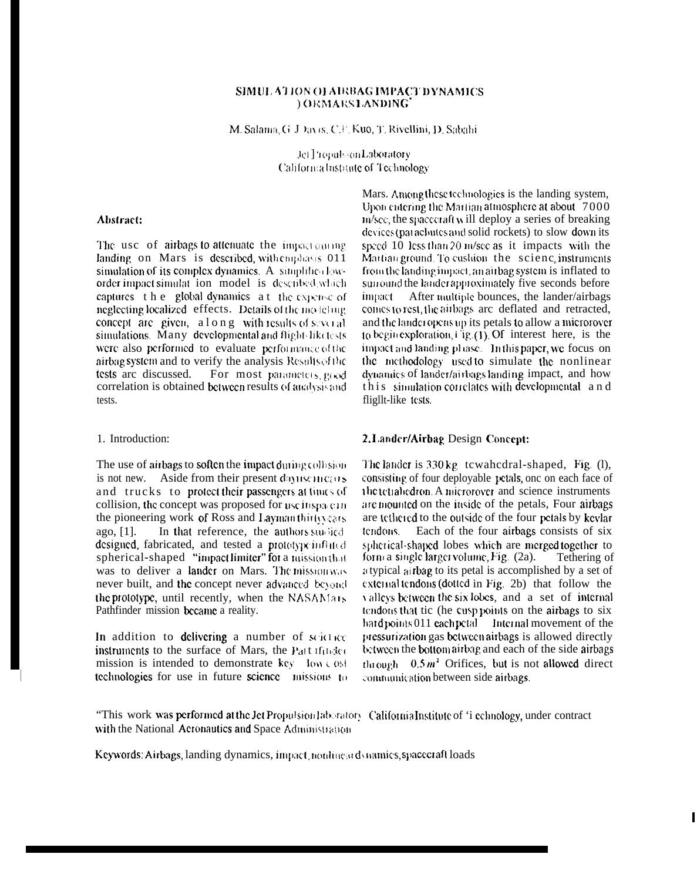# SIMULATION OF AIRBAG IMPACT DYNAMICS FOR MARS LANDING*

M. Salama, G. J. Davis, C.P. Kuo, T. Rivellini, D. Sabahi

Jet Propulsion Laboratory
California Institute of Technology

## Abstract:

The use of airbags to attenuate the impact during landing on Mars is described, with emphasis on simulation of its complex dynamics. A simplified low-order impact simulation model is described, which captures the global dynamics at the expense of neglecting localized effects. Details of the modeling concept are given, along with results of several simulations. Many developmental and flight-like tests were also performed to evaluate performance of the airbag system and to verify the analysis. Results of the tests are discussed. For most parameters, good correlation is obtained between results of analysis and tests.

## 1. Introduction:

The use of airbags to soften the impact during collision is not new. Aside from their present day use in cars and trucks to protect their passengers at times of collision, the concept was proposed for use in space in the pioneering work of Ross and Layman thirty years ago, [1]. In that reference, the authors studied, designed, fabricated, and tested a prototype inflated spherical-shaped "impact limiter" for a mission that was to deliver a lander on Mars. The mission was never built, and the concept never advanced beyond the prototype, until recently, when the NASA Mars Pathfinder mission became a reality.

In addition to delivering a number of science instruments to the surface of Mars, the Pathfinder mission is intended to demonstrate key low cost technologies for use in future science missions to Mars. Among these technologies is the landing system. Upon entering the Martian atmosphere at about 7000 m/sec, the spacecraft will deploy a series of breaking devices (parachutes and solid rockets) to slow down its speed to less than 20 m/sec as it impacts with the Martian ground. To cushion the science instruments from the landing impact, an airbag system is inflated to surround the lander approximately five seconds before impact. After multiple bounces, the lander/airbags comes to rest, the airbags are deflated and retracted, and the lander opens up its petals to allow a microrover to begin exploration, Fig. (1). Of interest here, is the impact and landing phase. In this paper, we focus on the methodology used to simulate the nonlinear dynamics of lander/airbags landing impact, and how this simulation correlates with developmental and flight-like tests.

## 2. Lander/Airbag Design Concept:

The lander is 330 kg, tetrahedral-shaped, Fig. (1), consisting of four deployable petals, one on each face of the tetrahedron. A microrover and science instruments are mounted on the inside of the petals. Four airbags are tethered to the outside of the four petals by kevlar tendons. Each of the four airbags consists of six spherical-shaped lobes which are merged together to form a single larger volume, Fig. (2a). Tethering of a typical airbag to its petal is accomplished by a set of external tendons (dotted in Fig. 2b) that follow the valleys between the six lobes, and a set of internal tendons that tie the cusp points on the airbags to six hardpoints on each petal. Internal movement of the pressurization gas between airbags is allowed directly between the bottom airbag and each of the side airbags through $0.5\,m^2$ Orifices, but is not allowed direct communication between side airbags.

*This work was performed at the Jet Propulsion Laboratory, California Institute of Technology, under contract with the National Aeronautics and Space Administration

Keywords: Airbags, landing dynamics, impact, nonlinear dynamics, spacecraft loads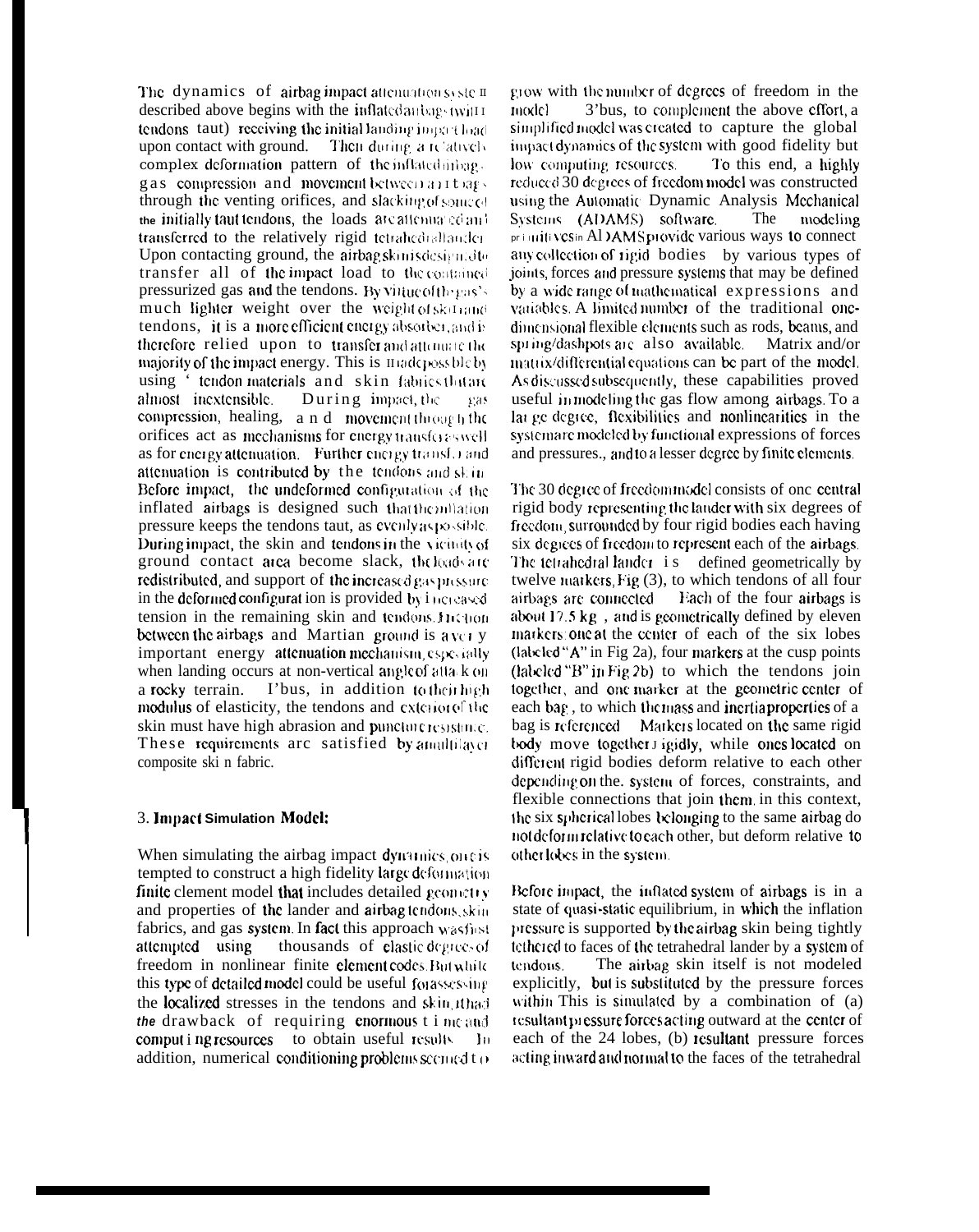The dynamics of airbag impact attenuation system described above begins with the inflated airbags (with tendons taut) receiving the initial landing impact load upon contact with ground. Then during a relatively complex deformation pattern of the inflated airbags, gas compression and movement between airbags through the venting orifices, and slacking of some of the initially taut tendons, the loads are attenuated and transferred to the relatively rigid tetrahedral lander. Upon contacting ground, the airbag skin is designed to transfer all of the impact load to the contained pressurized gas and the tendons. By virtue of the gas's much lighter weight over the weight of skin and tendons, it is a more efficient energy absorber, and is therefore relied upon to transfer and attenuate the majority of the impact energy. This is made possible by using tendon materials and skin fabrics that are almost inextensible. During impact, the gas compression, healing, and movement through the orifices act as mechanisms for energy transfer as well as for energy attenuation. Further energy transfer and attenuation is contributed by the tendons and skin. Before impact, the undeformed configuration of the inflated airbags is designed such that the inflation pressure keeps the tendons taut, as evenly as possible. During impact, the skin and tendons in the vicinity of ground contact area become slack, the loads are redistributed, and support of the increased gas pressure in the deformed configuration is provided by increased tension in the remaining skin and tendons. Friction between the airbags and Martian ground is a very important energy attenuation mechanism, especially when landing occurs at non-vertical angle of attack on a rocky terrain. Thus, in addition to their high modulus of elasticity, the tendons and exterior of the skin must have high abrasion and puncture resistance. These requirements are satisfied by a multilayer composite skin fabric.

## 3. Impact Simulation Model:

When simulating the airbag impact dynamics, one is tempted to construct a high fidelity large deformation finite clement model that includes detailed geometry and properties of the lander and airbag tendons, skin fabrics, and gas system. In fact this approach was first attempted using thousands of elastic degrees of freedom in nonlinear finite element codes. But while this type of detailed model could be useful for assessing the localized stresses in the tendons and skin, it had *the* drawback of requiring enormous time and computing resources to obtain useful results. In addition, numerical conditioning problems seemed to grow with the number of degrees of freedom in the model. Thus, to complement the above effort, a simplified model was created to capture the global impact dynamics of the system with good fidelity but low computing resources. To this end, a highly reduced 30 degrees of freedom model was constructed using the Automatic Dynamic Analysis Mechanical Systems (ADAMS) software. The modeling primitives in ADAMS provide various ways to connect any collection of rigid bodies by various types of joints, forces and pressure systems that may be defined by a wide range of mathematical expressions and variables. A limited number of the traditional one-dimensional flexible elements such as rods, beams, and spring/dashpots are also available. Matrix and/or matrix/differential equations can be part of the model. As discussed subsequently, these capabilities proved useful in modeling the gas flow among airbags. To a large degree, flexibilities and nonlinearities in the system are modeled by functional expressions of forces and pressures., and to a lesser degree by finite elements.

The 30 degree of freedom model consists of one central rigid body representing the lander with six degrees of freedom, surrounded by four rigid bodies each having six degrees of freedom to represent each of the airbags. The tetrahedral lander is defined geometrically by twelve markers, Fig (3), to which tendons of all four airbags are connected. Each of the four airbags is about 17.5 kg, and is geometrically defined by eleven markers: one at the center of each of the six lobes (labeled "A" in Fig 2a), four markers at the cusp points (labeled "B" in Fig 2b) to which the tendons join together, and one marker at the geometric center of each bag, to which the mass and inertia properties of a bag is referenced. Markers located on the same rigid body move together rigidly, while ones located on different rigid bodies deform relative to each other depending on the system of forces, constraints, and flexible connections that join them. In this context, the six spherical lobes belonging to the same airbag do not deform relative to each other, but deform relative to other lobes in the system.

Before impact, the inflated system of airbags is in a state of quasi-static equilibrium, in which the inflation pressure is supported by the airbag skin being tightly tethered to faces of the tetrahedral lander by a system of tendons. The airbag skin itself is not modeled explicitly, but is substituted by the pressure forces within. This is simulated by a combination of (a) resultant pressure forces acting outward at the center of each of the 24 lobes, (b) resultant pressure forces acting inward and normal to the faces of the tetrahedral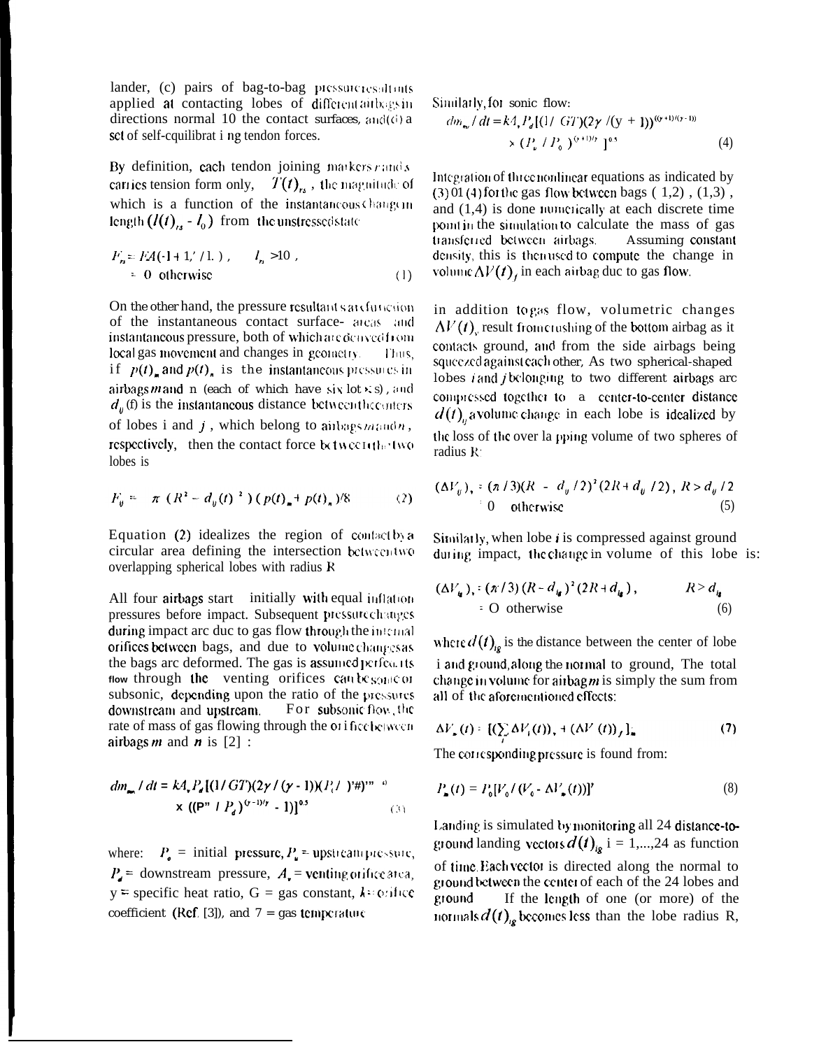lander, (c) pairs of bag-to-bag pressure resultants applied at contacting lobes of different airbags in directions normal to the contact surfaces, and (d) a set of self-equilibrating tendon forces.

By definition, each tendon joining markers $r$ and $s$ carries tension form only, $T(t)_{rs}$, the magnitude of which is a function of the instantaneous change in length $(l(t)_{rs} - l_0)$ from the unstressed state

$$F_{rs} = EA(-1 + l_{rs}/l_0), \quad l_{rs} > l_0,$$
$$= 0 \quad \text{otherwise} \tag{1}$$

On the other hand, the pressure resultants are functions of the instantaneous contact surface- areas and instantaneous pressure, both of which are derived from local gas movement and changes in geometry. Thus, if $p(t)_m$ and $p(t)_n$ is the instantaneous pressures in airbags $m$ and n (each of which have six lobes), and $d_{ij}(t)$ is the instantaneous distance between the centers of lobes i and $j$, which belong to airbags $m$ and $n$, respectively, then the contact force between the two lobes is

$$F_{ij} = \pi \, (R^2 - d_{ij}(t)^2)(p(t)_m + p(t)_n)/8 \tag{2}$$

Equation (2) idealizes the region of contact by a circular area defining the intersection between two overlapping spherical lobes with radius R

All four airbags start initially with equal inflation pressures before impact. Subsequent pressure changes during impact are due to gas flow through the internal orifices between bags, and due to volume changes as the bags are deformed. The gas is assumed perfect. Its flow through the venting orifices can be sonic or subsonic, depending upon the ratio of the pressures downstream and upstream. For subsonic flow, the rate of mass of gas flowing through the orifice between airbags $m$ and $n$ is [2] :

$$dm_{mn}/dt = kA_v P_d [(1/GT)(2\gamma/(\gamma - 1))(P_u/P_d)^{2/\gamma} \times ((P_u/P_d)^{(\gamma-1)/\gamma} - 1)]^{0.5} \tag{3}$$

where: $P_o$ = initial pressure, $P_u$ = upstream pressure, $P_d$ = downstream pressure, $A_v$ = venting orifice area, $\gamma$ = specific heat ratio, G = gas constant, $k$ = orifice coefficient (Ref. [3]), and $T$ = gas temperature

Similarly, for sonic flow:

$$dm_{mn}/dt = kA_v P_d [(1/GT)(2\gamma/(\gamma + 1))^{(\gamma+1)/(\gamma-1)} \times (P_u/P_o)^{(\gamma+1)/\gamma}]^{0.5} \tag{4}$$

Integration of three nonlinear equations as indicated by (3) or (4) for the gas flow between bags (1,2), (1,3), and (1,4) is done numerically at each discrete time point in the simulation to calculate the mass of gas transferred between airbags. Assuming constant density, this is then used to compute the change in volume $\Delta V(t)_f$ in each airbag due to gas flow.

In addition to gas flow, volumetric changes $\Delta V(t)_v$ result from crushing of the bottom airbag as it contacts ground, and from the side airbags being squeezed against each other, As two spherical-shaped lobes $i$ and $j$ belonging to two different airbags are compressed together to a center-to-center distance $d(t)_{ij}$ a volume change in each lobe is idealized by the loss of the over lapping volume of two spheres of radius R:

$$(\Delta V_{ij})_v = (\pi/3)(R - d_{ij}/2)^2(2R + d_{ij}/2), \; R > d_{ij}/2$$
$$= 0 \quad \text{otherwise} \tag{5}$$

Similarly, when lobe $i$ is compressed against ground during impact, the change in volume of this lobe is:

$$(\Delta V_{ig})_v = (\pi/3)(R - d_{ig})^2(2R + d_{ig}), \qquad R > d_{ig}$$
$$= 0 \text{ otherwise} \tag{6}$$

where $d(t)_{ig}$ is the distance between the center of lobe i and ground, along the normal to ground, The total change in volume for airbag $m$ is simply the sum from all of the aforementioned effects:

$$\Delta V_m(t) = [(\sum_i \Delta V_i(t))_v + (\Delta V(t))_f]_m \tag{7}$$

The corresponding pressure is found from:

$$P_m(t) = P_0[V_0/(V_0 - \Delta V_m(t))]^{\gamma} \tag{8}$$

Landing is simulated by monitoring all 24 distance-to-ground landing vectors $d(t)_{ig}$ i = 1,...,24 as function of time. Each vector is directed along the normal to ground between the center of each of the 24 lobes and ground. If the length of one (or more) of the normals $d(t)_{ig}$ becomes less than the lobe radius R,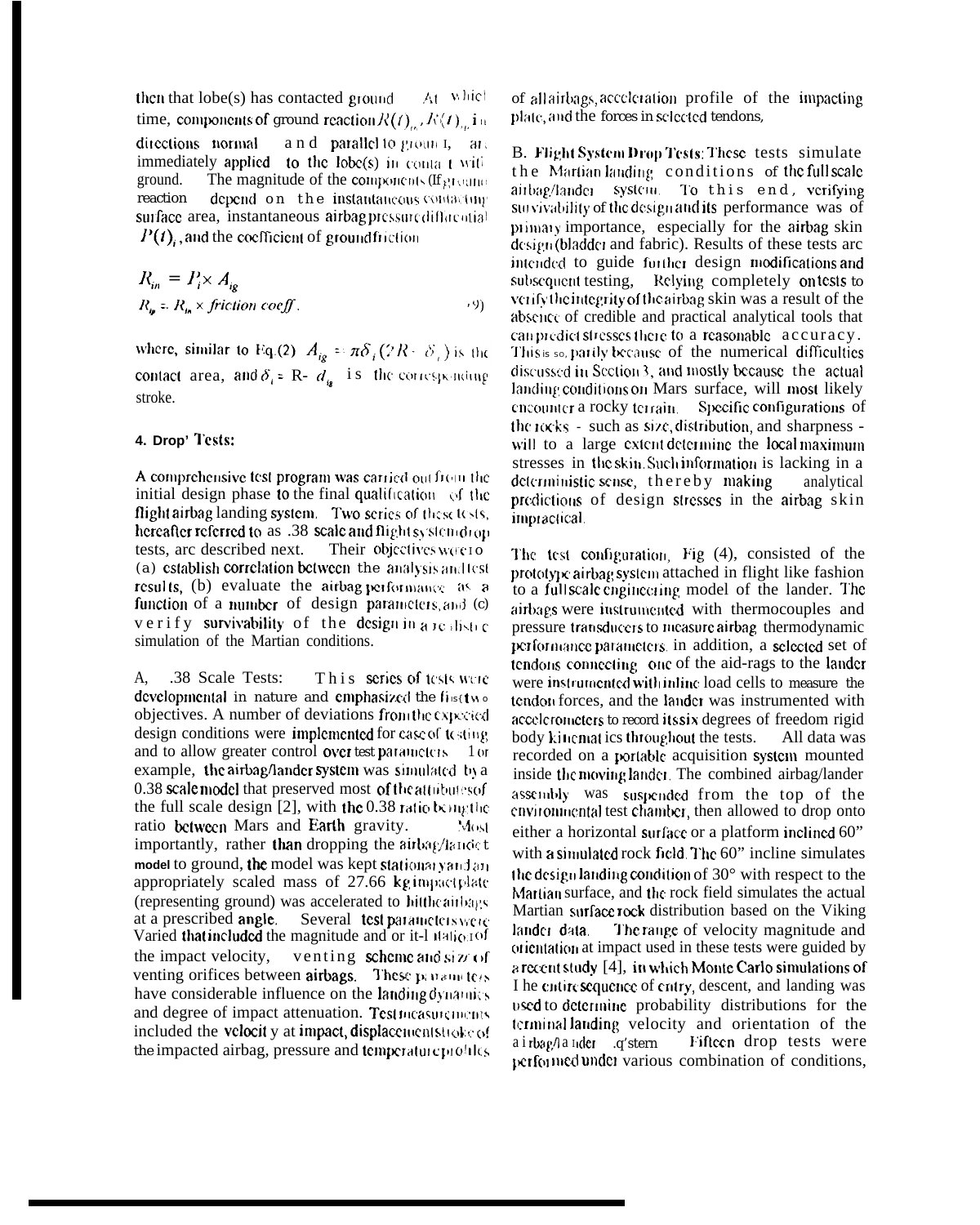then that lobe(s) has contacted ground. At which time, components of ground reaction $R(t)_{in}$, $R(t)_{ip}$ in directions normal and parallel to ground, are immediately applied to the lobe(s) in contact with ground. The magnitude of the components of ground reaction depend on the instantaneous contacting surface area, instantaneous airbag pressure differential $P(t)_i$, and the coefficient of ground friction

$$R_{in} = P_i \times A_{ig}$$
$$R_{ip} = R_{in} \times \textit{friction coeff.} \tag{9}$$

where, similar to Eq.(2) $A_{ig} = \pi\delta_i(2R - \delta_i)$ is the contact area, and $\delta_i = R - d_{ig}$ is the corresponding stroke.

#### 4. Drop Tests:

A comprehensive test program was carried out from the initial design phase to the final qualification of the flight airbag landing system. Two series of these tests, hereafter referred to as .38 scale and flight system drop tests, are described next. Their objectives were to (a) establish correlation between the analysis and test results, (b) evaluate the airbag performance as a function of a number of design parameters, and (c) verify survivability of the design in a realistic simulation of the Martian conditions.

A, .38 Scale Tests: This series of tests were developmental in nature and emphasized the first two objectives. A number of deviations from the expected design conditions were implemented for ease of testing and to allow greater control over test parameters. For example, the airbag/lander system was simulated by a 0.38 scale model that preserved most of the attributes of the full scale design [2], with the 0.38 ratio being the ratio between Mars and Earth gravity. Most importantly, rather than dropping the airbag/lander model to ground, the model was kept stationary and an appropriately scaled mass of 27.66 kg impact plate (representing ground) was accelerated to hit the airbags at a prescribed angle. Several test parameters were varied that included the magnitude and or it-l ratio of the impact velocity, venting scheme and size of venting orifices between airbags. These parameters have considerable influence on the landing dynamics and degree of impact attenuation. Test measurements included the velocity at impact, displacement stroke of the impacted airbag, pressure and temperature profiles of all airbags, acceleration profile of the impacting plate, and the forces in selected tendons,

B. **Flight System Drop Tests:** These tests simulate the Martian landing conditions of the full scale airbag/lander system. To this end, verifying survivability of the design and its performance was of primary importance, especially for the airbag skin design (bladder and fabric). Results of these tests are intended to guide further design modifications and subsequent testing, Relying completely on tests to verify the integrity of the airbag skin was a result of the absence of credible and practical analytical tools that can predict stresses there to a reasonable accuracy. This is so, partly because of the numerical difficulties discussed in Section 3, and mostly because the actual landing conditions on Mars surface, will most likely encounter a rocky terrain. Specific configurations of the rocks - such as size, distribution, and sharpness - will to a large extent determine the local maximum stresses in the skin. Such information is lacking in a deterministic sense, thereby making analytical predictions of design stresses in the airbag skin impractical.

The test configuration, Fig (4), consisted of the prototype airbag system attached in flight like fashion to a full scale engineering model of the lander. The airbags were instrumented with thermocouples and pressure transducers to measure airbag thermodynamic performance parameters. in addition, a selected set of tendons connecting one of the aid-rags to the lander were instrumented with inline load cells to measure the tendon forces, and the lander was instrumented with accelerometers to record its six degrees of freedom rigid body kinematics throughout the tests. All data was recorded on a portable acquisition system mounted inside the moving lander. The combined airbag/lander assembly was suspended from the top of the environmental test chamber, then allowed to drop onto either a horizontal surface or a platform inclined 60" with a simulated rock field. The 60" incline simulates the design landing condition of 30° with respect to the Martian surface, and the rock field simulates the actual Martian surface rock distribution based on the Viking lander data. The range of velocity magnitude and orientation at impact used in these tests were guided by a recent study [4], in which Monte Carlo simulations of the entire sequence of entry, descent, and landing was used to determine probability distributions for the terminal landing velocity and orientation of the airbag/lander system. Fifteen drop tests were performed under various combination of conditions,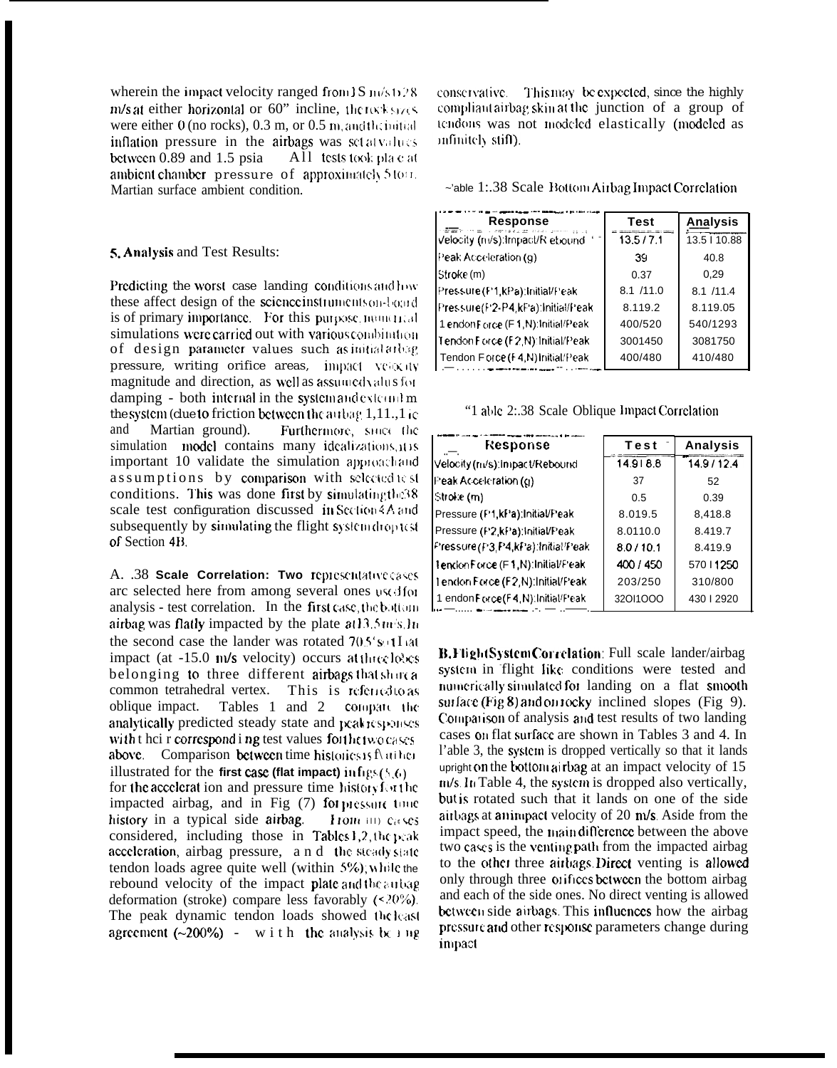wherein the impact velocity ranged from 13.5 m/s to 28 m/s at either horizontal or 60° incline, the rock sizes were either 0 (no rocks), 0.3 m, or 0.5 m, and the initial inflation pressure in the airbags was set at values between 0.89 and 1.5 psia. All tests took place at ambient chamber pressure of approximately 5 torr, Martian surface ambient condition.

## 5. Analysis and Test Results:

Predicting the worst case landing conditions and how these affect design of the science instruments on-board is of primary importance. For this purpose, numerical simulations were carried out with various combination of design parameter values such as initial airbag pressure, venting orifice areas, impact velocity magnitude and direction, as well as assumed values for damping - both internal in the system and external to the system (due to friction between the airbag fabric and Martian ground). Furthermore, since the simulation model contains many idealizations, it is important to validate the simulation approach and assumptions by comparison with selected test conditions. This was done first by simulating the .38 scale test configuration discussed in Section 4A and subsequently by simulating the flight system drop test of Section 4B.

A. .38 **Scale Correlation: Two** representative cases are selected here from among several ones used for analysis - test correlation. In the first case, the bottom airbag was flatly impacted by the plate at 13.5 m/s. In the second case the lander was rotated 70.5° so that impact (at -15.0 m/s velocity) occurs at three lobes belonging to three different airbags that share a common tetrahedral vertex. This is referred to as oblique impact. Tables 1 and 2 compare the analytically predicted steady state and peak responses with their corresponding test values for the two cases above. Comparison between time histories is further illustrated for the **first case (flat impact)** in figs (5,6) for the acceleration and pressure time history for the impacted airbag, and in Fig (7) for pressure time history in a typical side airbag. From all cases considered, including those in Tables 1,2, the peak acceleration, airbag pressure, and the steady state tendon loads agree quite well (within 5%), while the rebound velocity of the impact plate and the airbag deformation (stroke) compare less favorably (<20%). The peak dynamic tendon loads showed the least agreement (~200%) - with the analysis being conservative. This may be expected, since the highly compliant airbag skin at the junction of a group of tendons was not modeled elastically (modeled as infinitely stiff).

Table 1: .38 Scale Bottom Airbag Impact Correlation

| Response | Test | Analysis |
|---|---|---|
| Velocity (m/s): Impact/Rebound | 13.5 / 7.1 | 13.5 / 10.88 |
| Peak Acceleration (g) | 39 | 40.8 |
| Stroke (m) | 0.37 | 0,29 |
| Pressure (P1,kPa): Initial/Peak | 8.1 /11.0 | 8.1 /11.4 |
| Pressure (P2-P4,kPa): Initial/Peak | 8.119.2 | 8.119.05 |
| Tendon Force (F1,N): Initial/Peak | 400/520 | 540/1293 |
| Tendon Force (F2,N): Initial/Peak | 3001450 | 3081750 |
| Tendon Force (F4,N) Initial/Peak | 400/480 | 410/480 |

Table 2: .38 Scale Oblique Impact Correlation

| Response | Test | Analysis |
|---|---|---|
| Velocity (m/s): Impact/Rebound | 14.9 I 8.8 | 14.9 / 12.4 |
| Peak Acceleration (g) | 37 | 52 |
| Stroke (m) | 0.5 | 0.39 |
| Pressure (P1,kPa): Initial/Peak | 8.019.5 | 8,418.8 |
| Pressure (P2,kPa): Initial/Peak | 8.0110.0 | 8.419.7 |
| Pressure (P3,P4,kPa): Initial/Peak | 8.0 / 10.1 | 8.419.9 |
| Tendon Force (F1,N): Initial/Peak | 400 / 450 | 570 I 1250 |
| Tendon Force (F2,N): Initial/Peak | 203/250 | 310/800 |
| Tendon Force (F4,N): Initial/Peak | 320I1000 | 430 I 2920 |

**B. Flight System Correlation**: Full scale lander/airbag system in flight like conditions were tested and numerically simulated for landing on a flat smooth surface (Fig 8) and on rocky inclined slopes (Fig 9). Comparison of analysis and test results of two landing cases on flat surface are shown in Tables 3 and 4. In Table 3, the system is dropped vertically so that it lands upright on the bottom airbag at an impact velocity of 15 m/s. In Table 4, the system is dropped also vertically, but is rotated such that it lands on one of the side airbags at an impact velocity of 20 m/s. Aside from the impact speed, the main difference between the above two cases is the venting path from the impacted airbag to the other three airbags. Direct venting is allowed only through three orifices between the bottom airbag and each of the side ones. No direct venting is allowed between side airbags. This influences how the airbag pressure and other response parameters change during impact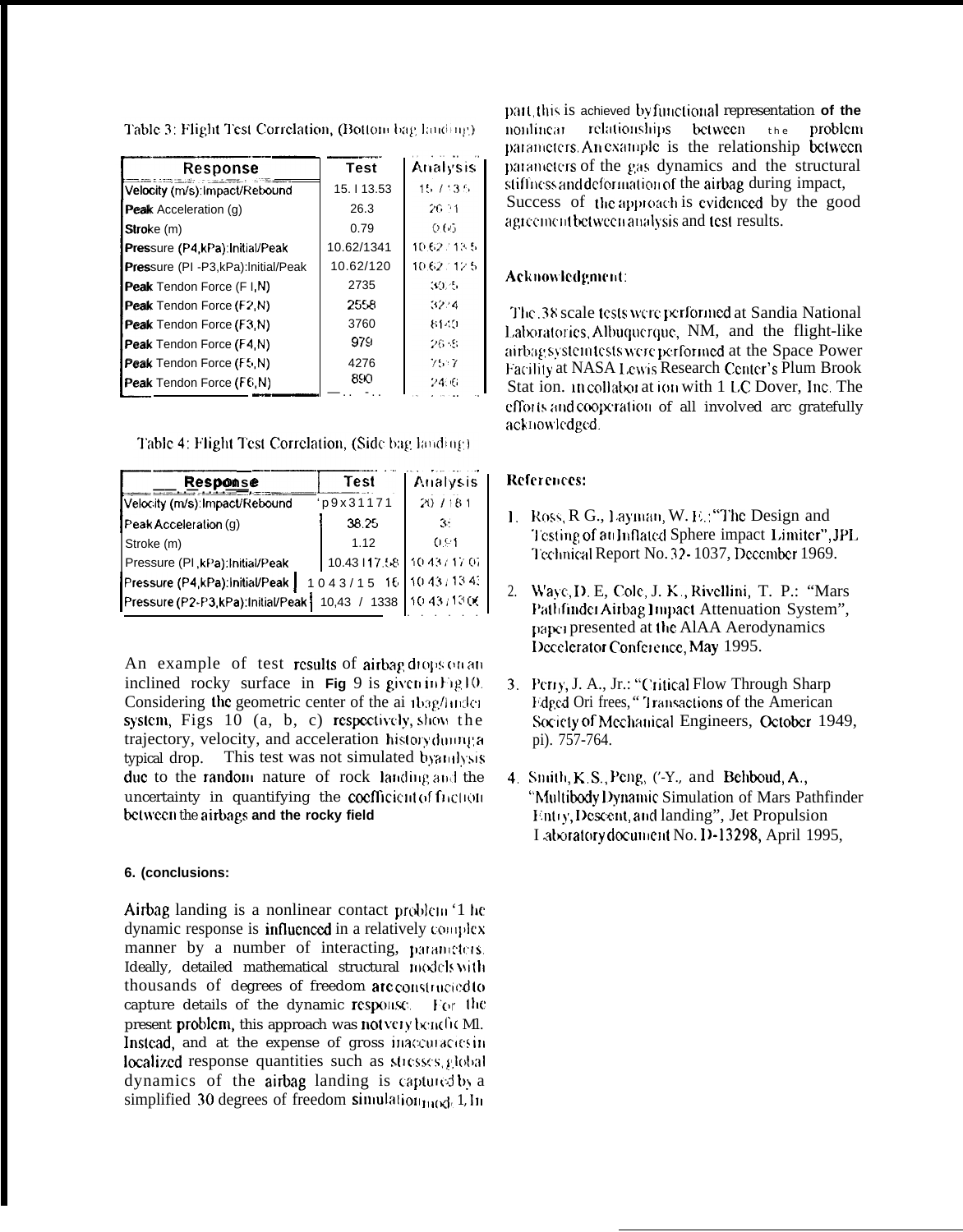Table 3: Flight Test Correlation, (Bottom bag landing)

| Response | Test | Analysis |
| --- | --- | --- |
| Velocity (m/s):Impact/Rebound | 15. I 13.53 | 15 / 13.5 |
| Peak Acceleration (g) | 26.3 | 26.31 |
| Stroke (m) | 0.79 | 0.65 |
| Pressure (P4,kPa):Initial/Peak | 10.62/1341 | 10.62 / 13.5 |
| Pressure (PI -P3,kPa):Initial/Peak | 10.62/120 | 10.62 / 12.5 |
| Peak Tendon Force (F I,N) | 2735 | 3075 |
| Peak Tendon Force (F2,N) | 2558 | 3274 |
| Peak Tendon Force (F3,N) | 3760 | 8140 |
| Peak Tendon Force (F4,N) | 979 | 2658 |
| Peak Tendon Force (F5,N) | 4276 | 7587 |
| Peak Tendon Force (F6,N) | 890 | 2406 |

Table 4: Flight Test Correlation, (Side bag landing)

| Response | Test | Analysis |
| --- | --- | --- |
| Velocity (m/s):Impact/Rebound | 'p9x31171 | 20 / 18 1 |
| Peak Acceleration (g) | 38.25 | 3: |
| Stroke (m) | 1.12 | 0.91 |
| Pressure (PI ,kPa):Initial/Peak | 10.43 I 17.58 | 10.43 / 17.07 |
| Pressure (P4,kPa):Initial/Peak | 1043/15 16 | 10.43 / 13.43 |
| Pressure (P2-P3,kPa):Initial/Peak | 10,43 / 1338 | 10.43 / 13.06 |

An example of test results of airbag drops on an inclined rocky surface in **Fig** 9 is given in Fig 10. Considering the geometric center of the airbag/lander system, Figs 10 (a, b, c) respectively, show the trajectory, velocity, and acceleration history during a typical drop. This test was not simulated by analysis due to the random nature of rock landing and the uncertainty in quantifying the coefficient of friction between the airbags **and the rocky field**

**6. (conclusions:**

Airbag landing is a nonlinear contact problem. The dynamic response is influenced in a relatively complex manner by a number of interacting, parameters. Ideally, detailed mathematical structural models with thousands of degrees of freedom are constructed to capture details of the dynamic response. For the present problem, this approach was not very beneficial. Instead, and at the expense of gross inaccuracies in localized response quantities such as stresses, global dynamics of the airbag landing is captured by a simplified 30 degrees of freedom simulation model. In part, this is achieved by functional representation **of the** nonlinear relationships between the problem parameters. An example is the relationship between parameters of the gas dynamics and the structural stiffness and deformation of the airbag during impact, Success of the approach is evidenced by the good agreement between analysis and test results.

**Acknowledgment:**

The .38 scale tests were performed at Sandia National Laboratories, Albuquerque, NM, and the flight-like airbag system tests were performed at the Space Power Facility at NASA Lewis Research Center's Plum Brook Station. in collaboration with ILC Dover, Inc. The efforts and cooperation of all involved are gratefully acknowledged.

**References:**

1. Ross, R G., Layman, W. E.: "The Design and Testing of an Inflated Sphere impact Limiter", JPL Technical Report No. 32-1037, December 1969.

2. Waye, D. E, Cole, J. K., Rivellini, T. P.: "Mars Pathfinder Airbag Impact Attenuation System", paper presented at the AIAA Aerodynamics Decelerator Conference, May 1995.

3. Perry, J. A., Jr.: "Critical Flow Through Sharp Edged Orifices," Transactions of the American Society of Mechanical Engineers, October 1949, pp. 757-764.

4. Smith, K.S., Peng, C-Y., and Behboud, A., "Multibody Dynamic Simulation of Mars Pathfinder Entry, Descent, and landing", Jet Propulsion Laboratory document No. D-13298, April 1995,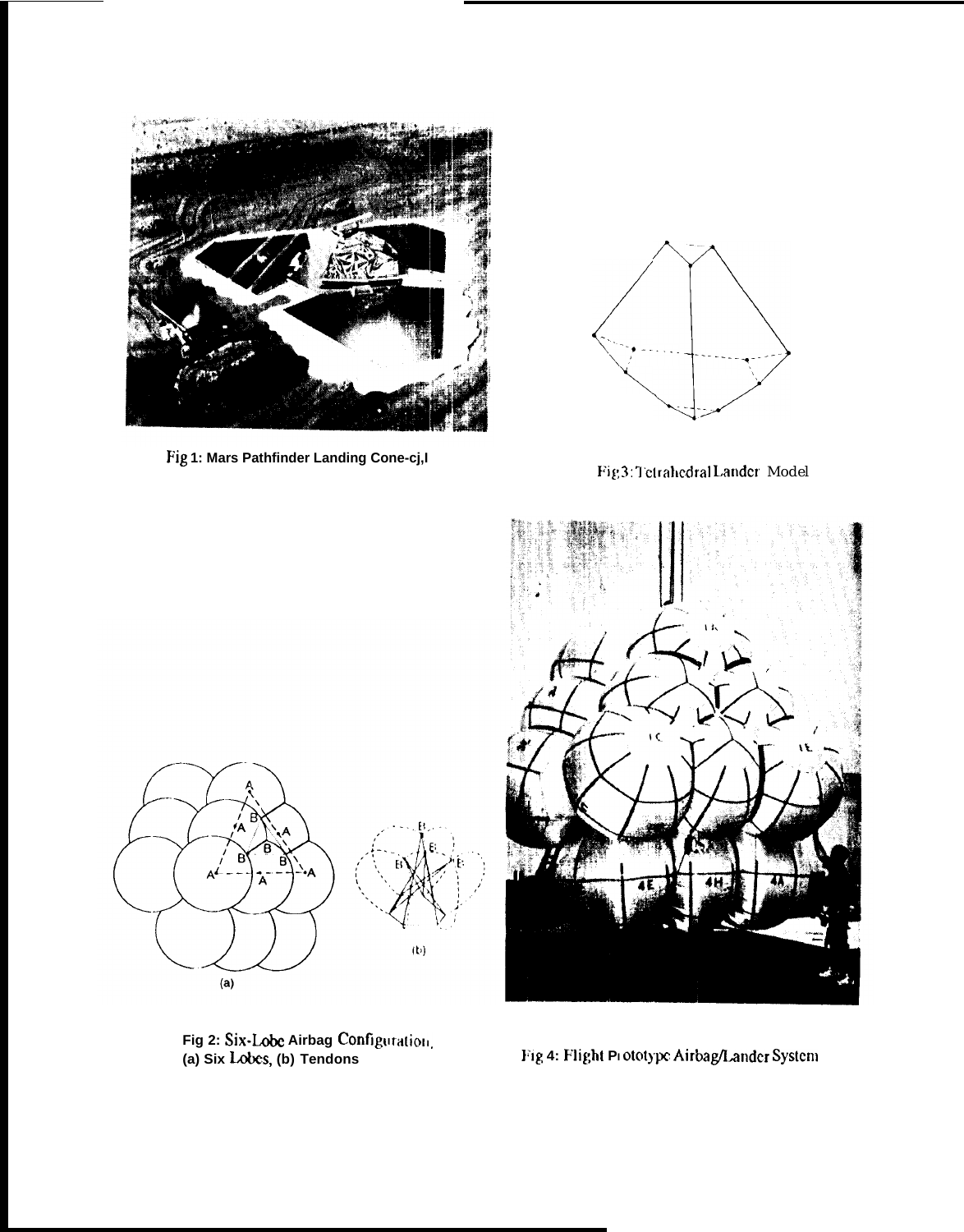Fig 1: Mars Pathfinder Landing Cone-cj,l

Fig 3: Tetrahedral Lander Model

Fig 2: Six-Lobe Airbag Configuration, (a) Six Lobes, (b) Tendons

Fig 4: Flight Prototype Airbag/Lander System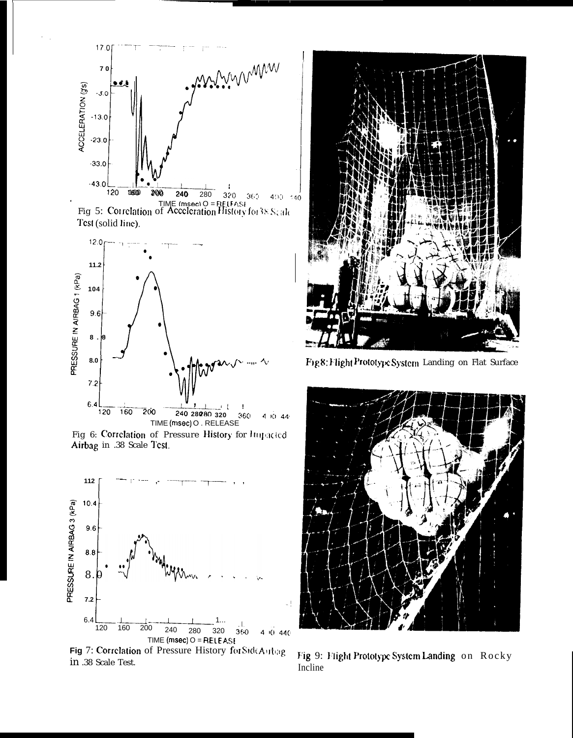Fig 5: Correlation of Acceleration History for .38 Scale Test (solid line).

Fig 6: Correlation of Pressure History for Impacted Airbag in .38 Scale Test.

Fig 7: Correlation of Pressure History for Side Airbag in .38 Scale Test.

Fig 8: Flight Prototype System Landing on Flat Surface

Fig 9: Flight Prototype System Landing on Rocky Incline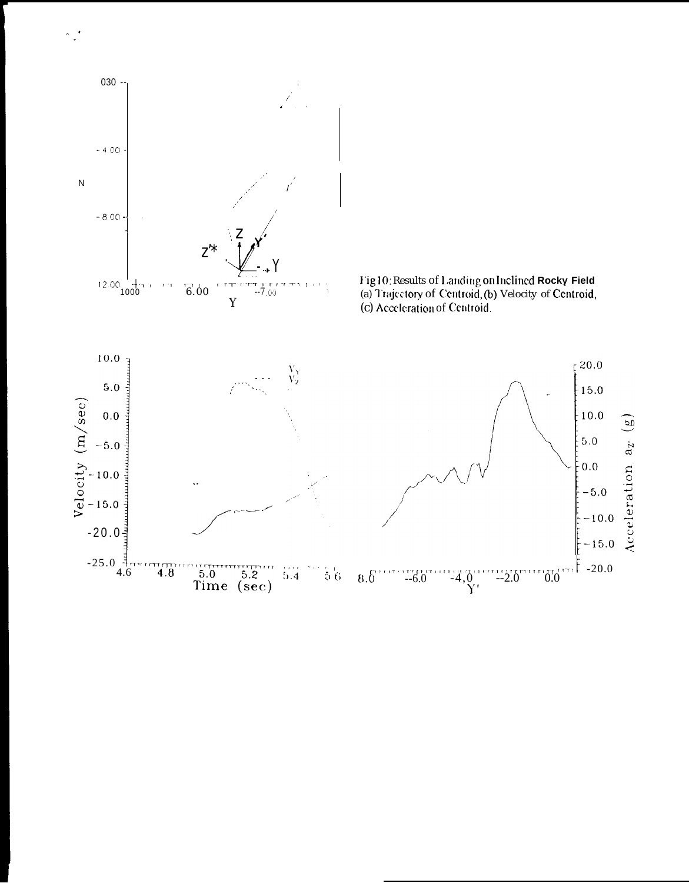030

- 4 00

N

- 8 00

12.00 1000 6.00 --7.00

Y

Z

Z'*

Y'

Y

Fig 10: Results of Landing on Inclined Rocky Field
(a) Trajectory of Centroid, (b) Velocity of Centroid,
(c) Acceleration of Centroid.

10.0

5.0

0.0

-5.0

-10.0

-15.0

-20.0

-25.0

Velocity (m/sec)

4.6 4.8 5.0 5.2 5.4 5.6

Time (sec)

$V_Y$

$V_Z$

8.0 --6.0 -4.0 --2.0 0.0

Y'

20.0

15.0

10.0

5.0

0.0

-5.0

-10.0

-15.0

-20.0

Acceleration $a_Z$ (g)